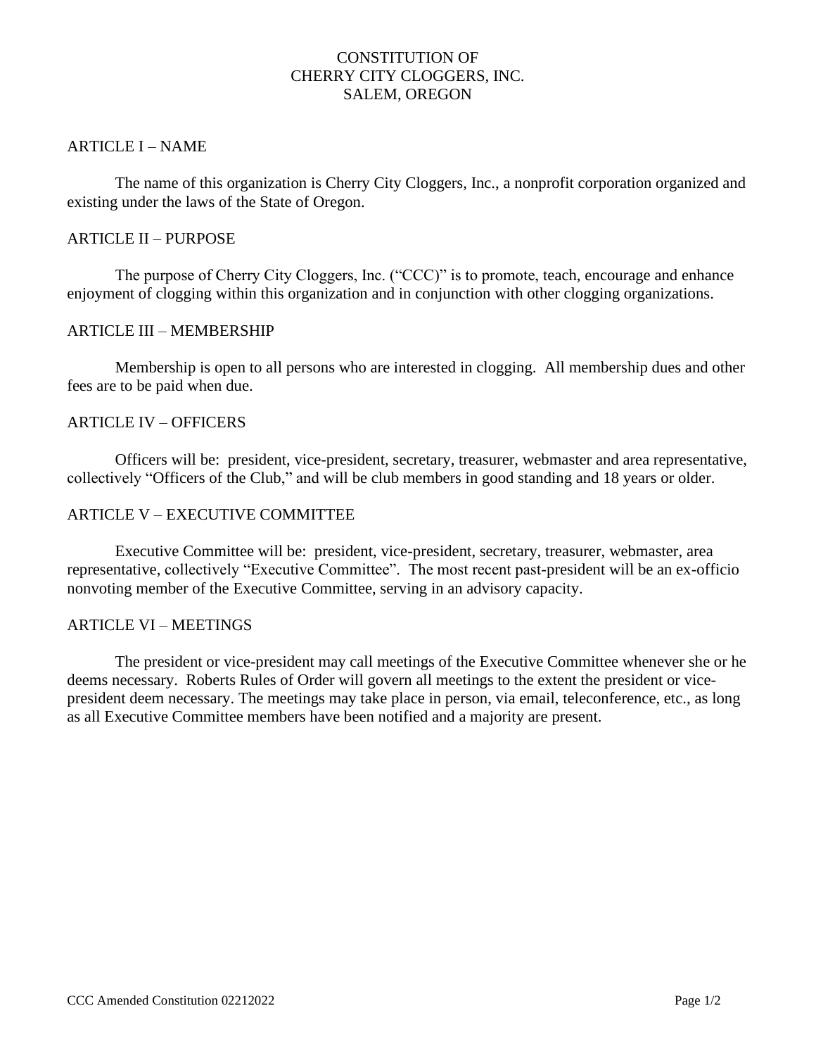# CONSTITUTION OF
# CHERRY CITY CLOGGERS, INC.
# SALEM, OREGON

## ARTICLE I – NAME

The name of this organization is Cherry City Cloggers, Inc., a nonprofit corporation organized and existing under the laws of the State of Oregon.

## ARTICLE II – PURPOSE

The purpose of Cherry City Cloggers, Inc. ("CCC)" is to promote, teach, encourage and enhance enjoyment of clogging within this organization and in conjunction with other clogging organizations.

## ARTICLE III – MEMBERSHIP

Membership is open to all persons who are interested in clogging. All membership dues and other fees are to be paid when due.

## ARTICLE IV – OFFICERS

Officers will be: president, vice-president, secretary, treasurer, webmaster and area representative, collectively "Officers of the Club," and will be club members in good standing and 18 years or older.

## ARTICLE V – EXECUTIVE COMMITTEE

Executive Committee will be: president, vice-president, secretary, treasurer, webmaster, area representative, collectively "Executive Committee". The most recent past-president will be an ex-officio nonvoting member of the Executive Committee, serving in an advisory capacity.

## ARTICLE VI – MEETINGS

The president or vice-president may call meetings of the Executive Committee whenever she or he deems necessary. Roberts Rules of Order will govern all meetings to the extent the president or vice-president deem necessary. The meetings may take place in person, via email, teleconference, etc., as long as all Executive Committee members have been notified and a majority are present.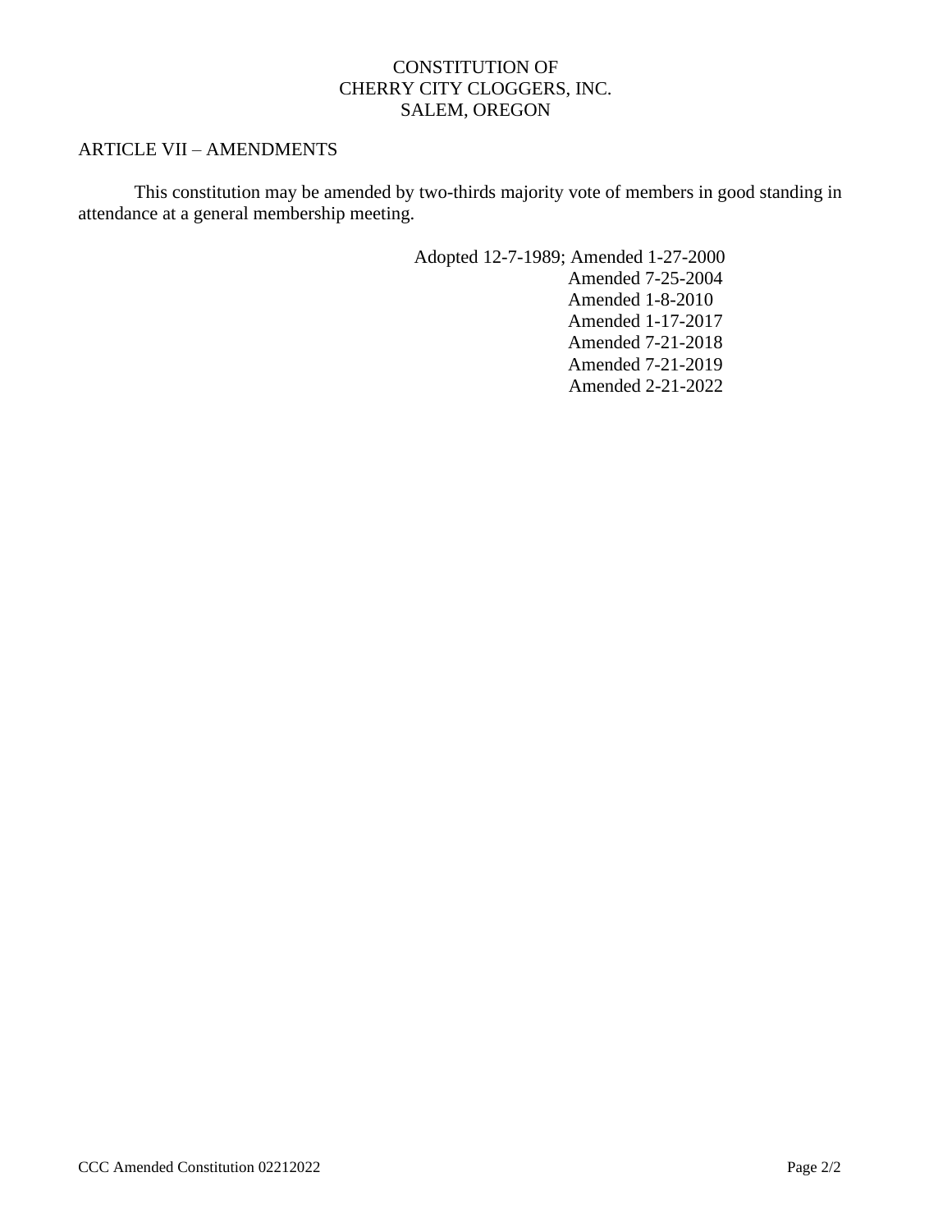# CONSTITUTION OF
# CHERRY CITY CLOGGERS, INC.
# SALEM, OREGON

## ARTICLE VII – AMENDMENTS

This constitution may be amended by two-thirds majority vote of members in good standing in attendance at a general membership meeting.

Adopted 12-7-1989; Amended 1-27-2000
Amended 7-25-2004
Amended 1-8-2010
Amended 1-17-2017
Amended 7-21-2018
Amended 7-21-2019
Amended 2-21-2022